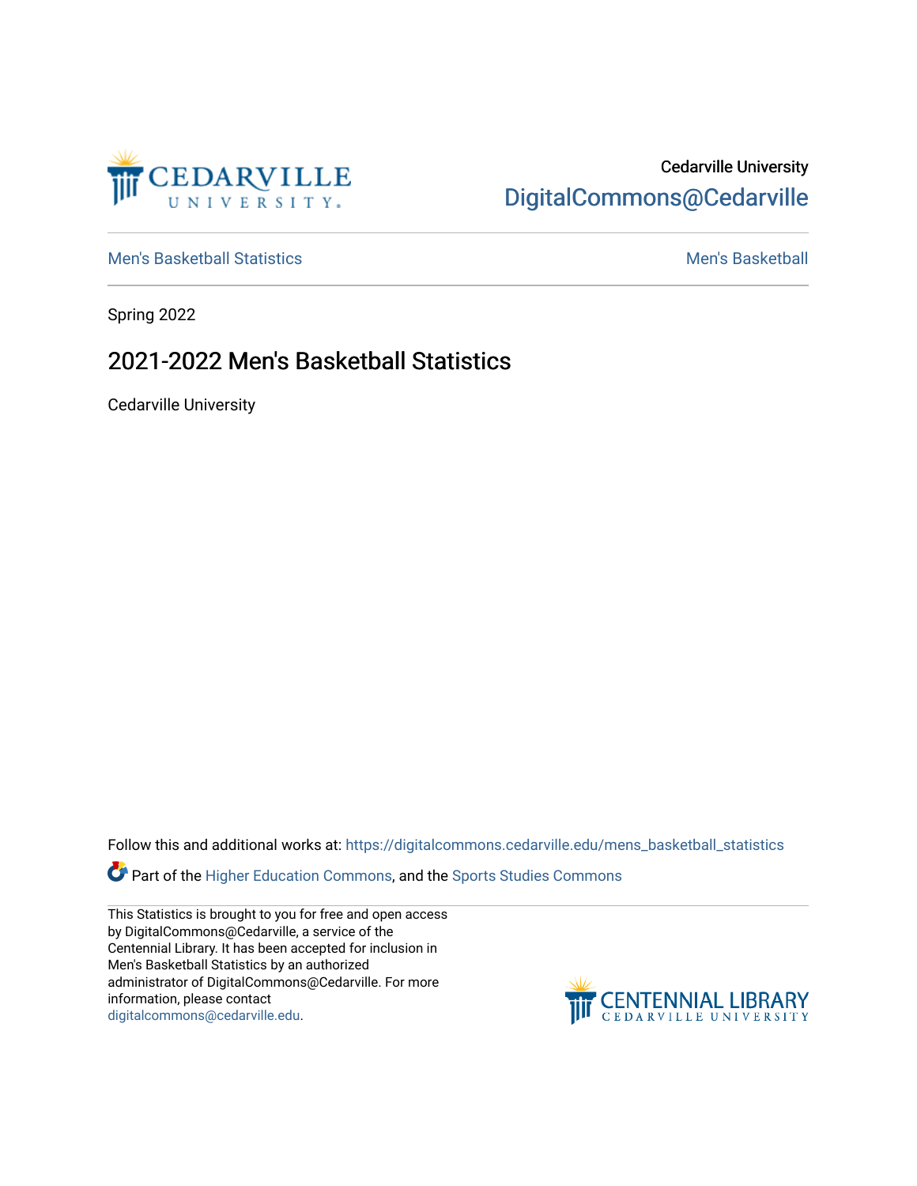Cedarville University

DigitalCommons@Cedarville

Men's Basketball Statistics | Men's Basketball

Spring 2022

# 2021-2022 Men's Basketball Statistics

Cedarville University

Follow this and additional works at: https://digitalcommons.cedarville.edu/mens_basketball_statistics

Part of the Higher Education Commons, and the Sports Studies Commons

This Statistics is brought to you for free and open access by DigitalCommons@Cedarville, a service of the Centennial Library. It has been accepted for inclusion in Men's Basketball Statistics by an authorized administrator of DigitalCommons@Cedarville. For more information, please contact digitalcommons@cedarville.edu.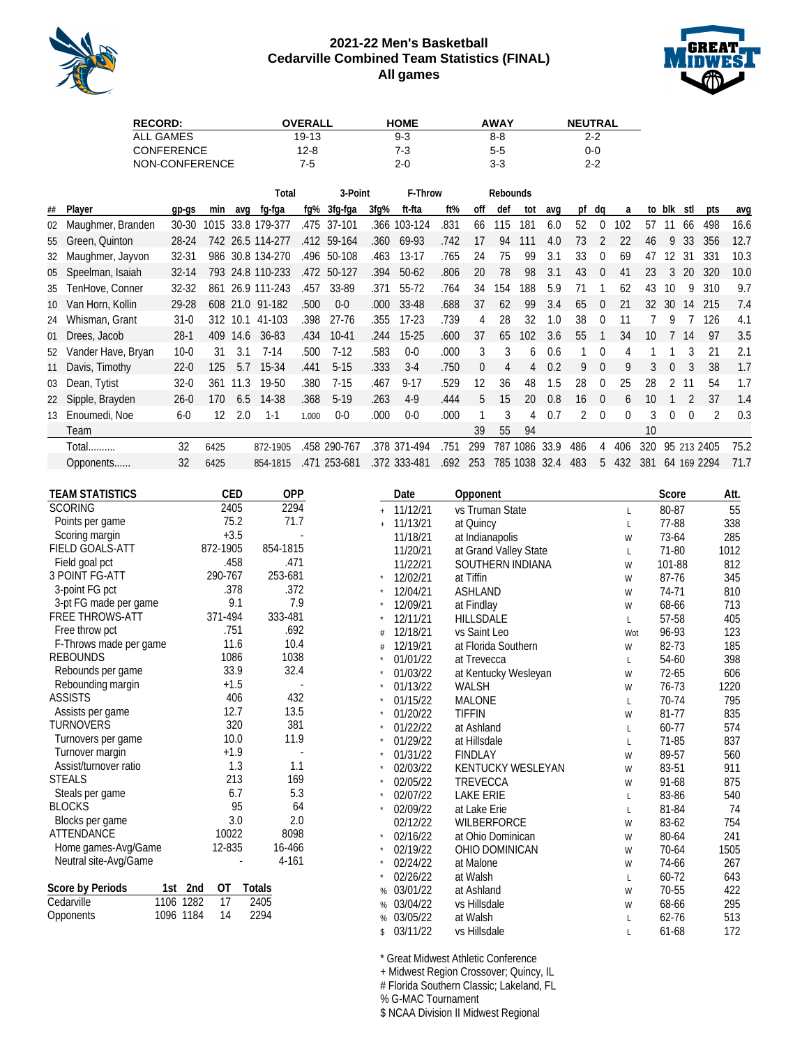# 2021-22 Men's Basketball
## Cedarville Combined Team Statistics (FINAL)
### All games

| RECORD: | OVERALL | HOME | AWAY | NEUTRAL |
|---|---|---|---|---|
| ALL GAMES | 19-13 | 9-3 | 8-8 | 2-2 |
| CONFERENCE | 12-8 | 7-3 | 5-5 | 0-0 |
| NON-CONFERENCE | 7-5 | 2-0 | 3-3 | 2-2 |

| | | | | | Total | | 3-Point | | F-Throw | | Rebounds | | | | | | | | | | | |
|---|---|---|---|---|---|---|---|---|---|---|---|---|---|---|---|---|---|---|---|---|---|---|
| ## | Player | gp-gs | min | avg | fg-fga | fg% | 3fg-fga | 3fg% | ft-fta | ft% | off | def | tot | avg | pf | dq | a | to | blk | stl | pts | avg |
| 02 | Maughmer, Branden | 30-30 | 1015 | 33.8 | 179-377 | .475 | 37-101 | .366 | 103-124 | .831 | 66 | 115 | 181 | 6.0 | 52 | 0 | 102 | 57 | 11 | 66 | 498 | 16.6 |
| 55 | Green, Quinton | 28-24 | 742 | 26.5 | 114-277 | .412 | 59-164 | .360 | 69-93 | .742 | 17 | 94 | 111 | 4.0 | 73 | 2 | 22 | 46 | 9 | 33 | 356 | 12.7 |
| 32 | Maughmer, Jayvon | 32-31 | 986 | 30.8 | 134-270 | .496 | 50-108 | .463 | 13-17 | .765 | 24 | 75 | 99 | 3.1 | 33 | 0 | 69 | 47 | 12 | 31 | 331 | 10.3 |
| 05 | Speelman, Isaiah | 32-14 | 793 | 24.8 | 110-233 | .472 | 50-127 | .394 | 50-62 | .806 | 20 | 78 | 98 | 3.1 | 43 | 0 | 41 | 23 | 3 | 20 | 320 | 10.0 |
| 35 | TenHove, Conner | 32-32 | 861 | 26.9 | 111-243 | .457 | 33-89 | .371 | 55-72 | .764 | 34 | 154 | 188 | 5.9 | 71 | 1 | 62 | 43 | 10 | 9 | 310 | 9.7 |
| 10 | Van Horn, Kollin | 29-28 | 608 | 21.0 | 91-182 | .500 | 0-0 | .000 | 33-48 | .688 | 37 | 62 | 99 | 3.4 | 65 | 0 | 21 | 32 | 30 | 14 | 215 | 7.4 |
| 24 | Whisman, Grant | 31-0 | 312 | 10.1 | 41-103 | .398 | 27-76 | .355 | 17-23 | .739 | 4 | 28 | 32 | 1.0 | 38 | 0 | 11 | 7 | 9 | 7 | 126 | 4.1 |
| 01 | Drees, Jacob | 28-1 | 409 | 14.6 | 36-83 | .434 | 10-41 | .244 | 15-25 | .600 | 37 | 65 | 102 | 3.6 | 55 | 1 | 34 | 10 | 7 | 14 | 97 | 3.5 |
| 52 | Vander Have, Bryan | 10-0 | 31 | 3.1 | 7-14 | .500 | 7-12 | .583 | 0-0 | .000 | 3 | 3 | 6 | 0.6 | 1 | 0 | 4 | 1 | 1 | 3 | 21 | 2.1 |
| 11 | Davis, Timothy | 22-0 | 125 | 5.7 | 15-34 | .441 | 5-15 | .333 | 3-4 | .750 | 0 | 4 | 4 | 0.2 | 9 | 0 | 9 | 3 | 0 | 3 | 38 | 1.7 |
| 03 | Dean, Tytist | 32-0 | 361 | 11.3 | 19-50 | .380 | 7-15 | .467 | 9-17 | .529 | 12 | 36 | 48 | 1.5 | 28 | 0 | 25 | 28 | 2 | 11 | 54 | 1.7 |
| 22 | Sipple, Brayden | 26-0 | 170 | 6.5 | 14-38 | .368 | 5-19 | .263 | 4-9 | .444 | 5 | 15 | 20 | 0.8 | 16 | 0 | 6 | 10 | 1 | 2 | 37 | 1.4 |
| 13 | Enoumedi, Noe | 6-0 | 12 | 2.0 | 1-1 | 1.000 | 0-0 | .000 | 0-0 | .000 | 1 | 3 | 4 | 0.7 | 2 | 0 | 0 | 3 | 0 | 0 | 2 | 0.3 |
| | Team | | | | | | | | | | 39 | 55 | 94 | | | | | 10 | | | | |
| | Total.......... | 32 | 6425 | | 872-1905 | .458 | 290-767 | .378 | 371-494 | .751 | 299 | 787 | 1086 | 33.9 | 486 | 4 | 406 | 320 | 95 | 213 | 2405 | 75.2 |
| | Opponents...... | 32 | 6425 | | 854-1815 | .471 | 253-681 | .372 | 333-481 | .692 | 253 | 785 | 1038 | 32.4 | 483 | 5 | 432 | 381 | 64 | 169 | 2294 | 71.7 |

| TEAM STATISTICS | CED | OPP |
|---|---|---|
| SCORING | 2405 | 2294 |
| Points per game | 75.2 | 71.7 |
| Scoring margin | +3.5 | - |
| FIELD GOALS-ATT | 872-1905 | 854-1815 |
| Field goal pct | .458 | .471 |
| 3 POINT FG-ATT | 290-767 | 253-681 |
| 3-point FG pct | .378 | .372 |
| 3-pt FG made per game | 9.1 | 7.9 |
| FREE THROWS-ATT | 371-494 | 333-481 |
| Free throw pct | .751 | .692 |
| F-Throws made per game | 11.6 | 10.4 |
| REBOUNDS | 1086 | 1038 |
| Rebounds per game | 33.9 | 32.4 |
| Rebounding margin | +1.5 | - |
| ASSISTS | 406 | 432 |
| Assists per game | 12.7 | 13.5 |
| TURNOVERS | 320 | 381 |
| Turnovers per game | 10.0 | 11.9 |
| Turnover margin | +1.9 | - |
| Assist/turnover ratio | 1.3 | 1.1 |
| STEALS | 213 | 169 |
| Steals per game | 6.7 | 5.3 |
| BLOCKS | 95 | 64 |
| Blocks per game | 3.0 | 2.0 |
| ATTENDANCE | 10022 | 8098 |
| Home games-Avg/Game | 12-835 | 16-466 |
| Neutral site-Avg/Game | - | 4-161 |

| Score by Periods | 1st | 2nd | OT | Totals |
|---|---|---|---|---|
| Cedarville | 1106 | 1282 | 17 | 2405 |
| Opponents | 1096 | 1184 | 14 | 2294 |

| | Date | Opponent | | Score | Att. |
|---|---|---|---|---|---|
| + | 11/12/21 | vs Truman State | L | 80-87 | 55 |
| + | 11/13/21 | at Quincy | L | 77-88 | 338 |
| | 11/18/21 | at Indianapolis | W | 73-64 | 285 |
| | 11/20/21 | at Grand Valley State | L | 71-80 | 1012 |
| | 11/22/21 | SOUTHERN INDIANA | W | 101-88 | 812 |
| * | 12/02/21 | at Tiffin | W | 87-76 | 345 |
| * | 12/04/21 | ASHLAND | W | 74-71 | 810 |
| * | 12/09/21 | at Findlay | W | 68-66 | 713 |
| * | 12/11/21 | HILLSDALE | L | 57-58 | 405 |
| # | 12/18/21 | vs Saint Leo | Wot | 96-93 | 123 |
| # | 12/19/21 | at Florida Southern | W | 82-73 | 185 |
| * | 01/01/22 | at Trevecca | L | 54-60 | 398 |
| * | 01/03/22 | at Kentucky Wesleyan | W | 72-65 | 606 |
| * | 01/13/22 | WALSH | W | 76-73 | 1220 |
| * | 01/15/22 | MALONE | L | 70-74 | 795 |
| * | 01/20/22 | TIFFIN | W | 81-77 | 835 |
| * | 01/22/22 | at Ashland | L | 60-77 | 574 |
| * | 01/29/22 | at Hillsdale | L | 71-85 | 837 |
| * | 01/31/22 | FINDLAY | W | 89-57 | 560 |
| * | 02/03/22 | KENTUCKY WESLEYAN | W | 83-51 | 911 |
| * | 02/05/22 | TREVECCA | W | 91-68 | 875 |
| * | 02/07/22 | LAKE ERIE | L | 83-86 | 540 |
| * | 02/09/22 | at Lake Erie | L | 81-84 | 74 |
| | 02/12/22 | WILBERFORCE | W | 83-62 | 754 |
| * | 02/16/22 | at Ohio Dominican | W | 80-64 | 241 |
| * | 02/19/22 | OHIO DOMINICAN | W | 70-64 | 1505 |
| * | 02/24/22 | at Malone | W | 74-66 | 267 |
| * | 02/26/22 | at Walsh | L | 60-72 | 643 |
| % | 03/01/22 | at Ashland | W | 70-55 | 422 |
| % | 03/04/22 | vs Hillsdale | W | 68-66 | 295 |
| % | 03/05/22 | at Walsh | L | 62-76 | 513 |
| $ | 03/11/22 | vs Hillsdale | L | 61-68 | 172 |

* Great Midwest Athletic Conference
+ Midwest Region Crossover; Quincy, IL
# Florida Southern Classic; Lakeland, FL
% G-MAC Tournament
$ NCAA Division II Midwest Regional